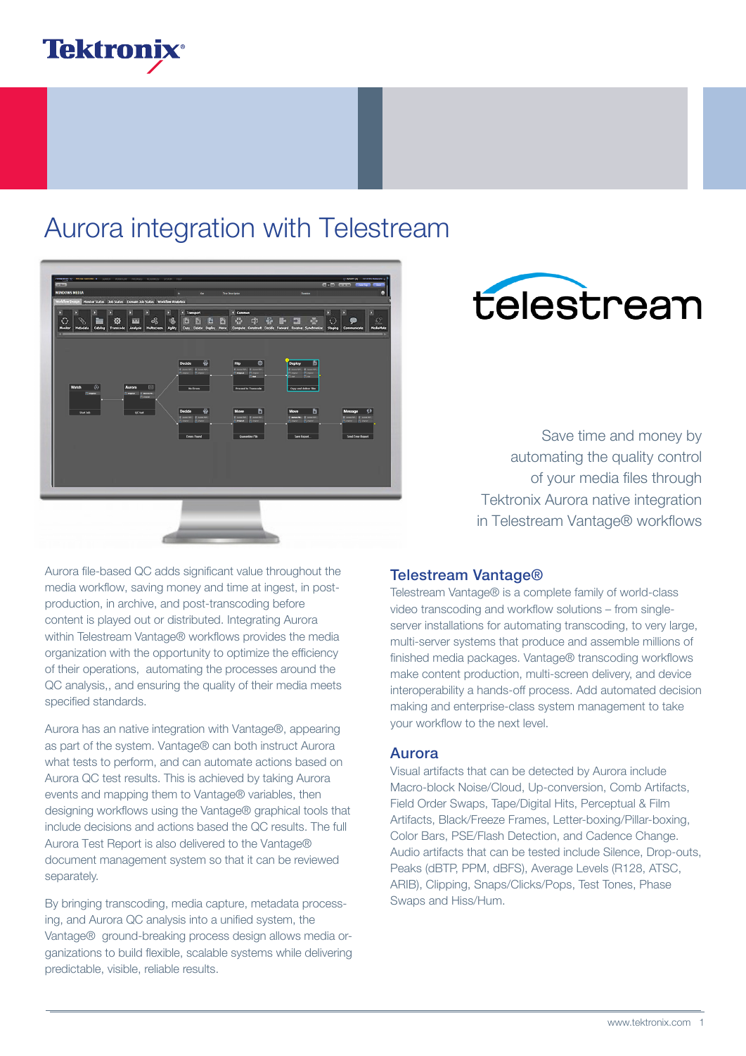# Aurora integration with Telestream

Save time and money by automating the quality control of your media files through Tektronix Aurora native integration in Telestream Vantage® workflows

Aurora file-based QC adds significant value throughout the media workflow, saving money and time at ingest, in post-production, in archive, and post-transcoding before content is played out or distributed. Integrating Aurora within Telestream Vantage® workflows provides the media organization with the opportunity to optimize the efficiency of their operations, automating the processes around the QC analysis,, and ensuring the quality of their media meets specified standards.

Aurora has an native integration with Vantage®, appearing as part of the system. Vantage® can both instruct Aurora what tests to perform, and can automate actions based on Aurora QC test results. This is achieved by taking Aurora events and mapping them to Vantage® variables, then designing workflows using the Vantage® graphical tools that include decisions and actions based the QC results. The full Aurora Test Report is also delivered to the Vantage® document management system so that it can be reviewed separately.

By bringing transcoding, media capture, metadata processing, and Aurora QC analysis into a unified system, the Vantage® ground-breaking process design allows media organizations to build flexible, scalable systems while delivering predictable, visible, reliable results.

## Telestream Vantage®

Telestream Vantage® is a complete family of world-class video transcoding and workflow solutions – from single-server installations for automating transcoding, to very large, multi-server systems that produce and assemble millions of finished media packages. Vantage® transcoding workflows make content production, multi-screen delivery, and device interoperability a hands-off process. Add automated decision making and enterprise-class system management to take your workflow to the next level.

## Aurora

Visual artifacts that can be detected by Aurora include Macro-block Noise/Cloud, Up-conversion, Comb Artifacts, Field Order Swaps, Tape/Digital Hits, Perceptual & Film Artifacts, Black/Freeze Frames, Letter-boxing/Pillar-boxing, Color Bars, PSE/Flash Detection, and Cadence Change. Audio artifacts that can be tested include Silence, Drop-outs, Peaks (dBTP, PPM, dBFS), Average Levels (R128, ATSC, ARIB), Clipping, Snaps/Clicks/Pops, Test Tones, Phase Swaps and Hiss/Hum.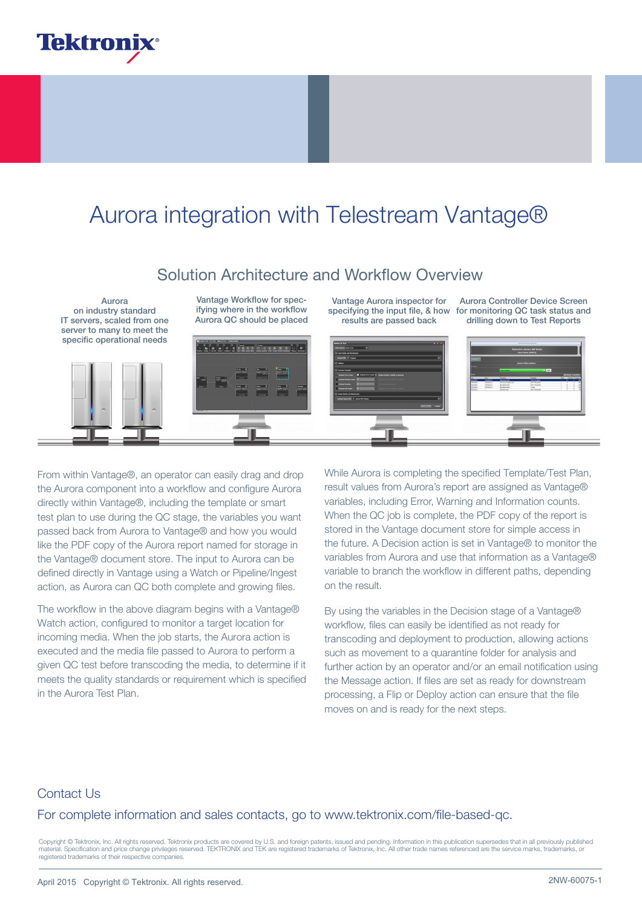# Aurora integration with Telestream Vantage®

## Solution Architecture and Workflow Overview

Aurora on industry standard IT servers, scaled from one server to many to meet the specific operational needs

Vantage Workflow for specifying where in the workflow Aurora QC should be placed

Vantage Aurora inspector for specifying the input file, & how results are passed back

Aurora Controller Device Screen for monitoring QC task status and drilling down to Test Reports

From within Vantage®, an operator can easily drag and drop the Aurora component into a workflow and configure Aurora directly within Vantage®, including the template or smart test plan to use during the QC stage, the variables you want passed back from Aurora to Vantage® and how you would like the PDF copy of the Aurora report named for storage in the Vantage® document store. The input to Aurora can be defined directly in Vantage using a Watch or Pipeline/Ingest action, as Aurora can QC both complete and growing files.

The workflow in the above diagram begins with a Vantage® Watch action, configured to monitor a target location for incoming media. When the job starts, the Aurora action is executed and the media file passed to Aurora to perform a given QC test before transcoding the media, to determine if it meets the quality standards or requirement which is specified in the Aurora Test Plan.

While Aurora is completing the specified Template/Test Plan, result values from Aurora's report are assigned as Vantage® variables, including Error, Warning and Information counts. When the QC job is complete, the PDF copy of the report is stored in the Vantage document store for simple access in the future. A Decision action is set in Vantage® to monitor the variables from Aurora and use that information as a Vantage® variable to branch the workflow in different paths, depending on the result.

By using the variables in the Decision stage of a Vantage® workflow, files can easily be identified as not ready for transcoding and deployment to production, allowing actions such as movement to a quarantine folder for analysis and further action by an operator and/or an email notification using the Message action. If files are set as ready for downstream processing, a Flip or Deploy action can ensure that the file moves on and is ready for the next steps.

## Contact Us

For complete information and sales contacts, go to www.tektronix.com/file-based-qc.

Copyright © Tektronix, Inc. All rights reserved. Tektronix products are covered by U.S. and foreign patents, issued and pending. Information in this publication supersedes that in all previously published material. Specification and price change privileges reserved. TEKTRONIX and TEK are registered trademarks of Tektronix, Inc. All other trade names referenced are the service marks, trademarks, or registered trademarks of their respective companies.

April 2015 Copyright © Tektronix. All rights reserved.

2NW-60075-1